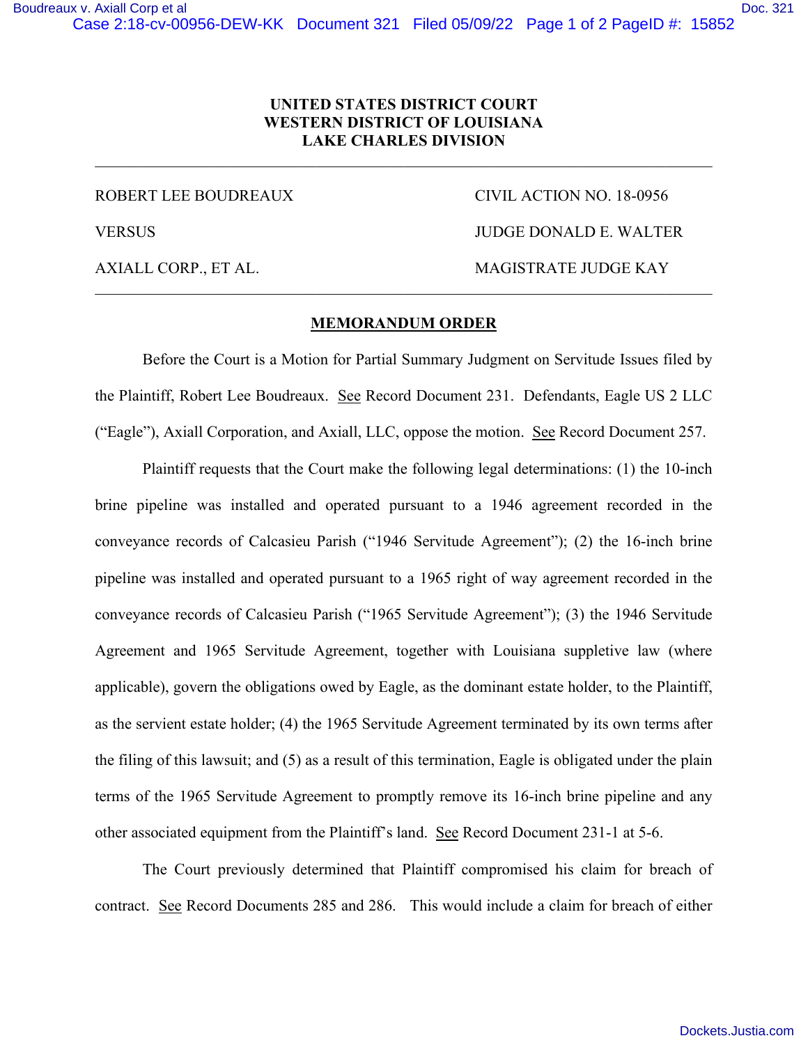**UNITED STATES DISTRICT COURT**
**WESTERN DISTRICT OF LOUISIANA**
**LAKE CHARLES DIVISION**

---

| | |
|---|---|
| ROBERT LEE BOUDREAUX | CIVIL ACTION NO. 18-0956 |
| VERSUS | JUDGE DONALD E. WALTER |
| AXIALL CORP., ET AL. | MAGISTRATE JUDGE KAY |

---

## MEMORANDUM ORDER

Before the Court is a Motion for Partial Summary Judgment on Servitude Issues filed by the Plaintiff, Robert Lee Boudreaux. See Record Document 231. Defendants, Eagle US 2 LLC ("Eagle"), Axiall Corporation, and Axiall, LLC, oppose the motion. See Record Document 257.

Plaintiff requests that the Court make the following legal determinations: (1) the 10-inch brine pipeline was installed and operated pursuant to a 1946 agreement recorded in the conveyance records of Calcasieu Parish ("1946 Servitude Agreement"); (2) the 16-inch brine pipeline was installed and operated pursuant to a 1965 right of way agreement recorded in the conveyance records of Calcasieu Parish ("1965 Servitude Agreement"); (3) the 1946 Servitude Agreement and 1965 Servitude Agreement, together with Louisiana suppletive law (where applicable), govern the obligations owed by Eagle, as the dominant estate holder, to the Plaintiff, as the servient estate holder; (4) the 1965 Servitude Agreement terminated by its own terms after the filing of this lawsuit; and (5) as a result of this termination, Eagle is obligated under the plain terms of the 1965 Servitude Agreement to promptly remove its 16-inch brine pipeline and any other associated equipment from the Plaintiff's land. See Record Document 231-1 at 5-6.

The Court previously determined that Plaintiff compromised his claim for breach of contract. See Record Documents 285 and 286. This would include a claim for breach of either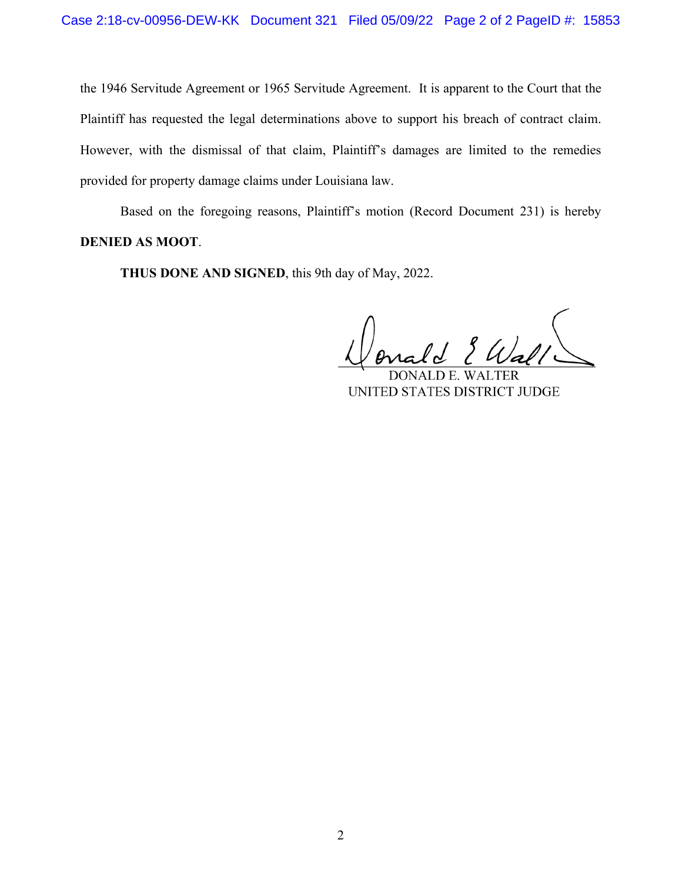the 1946 Servitude Agreement or 1965 Servitude Agreement. It is apparent to the Court that the Plaintiff has requested the legal determinations above to support his breach of contract claim. However, with the dismissal of that claim, Plaintiff's damages are limited to the remedies provided for property damage claims under Louisiana law.

Based on the foregoing reasons, Plaintiff's motion (Record Document 231) is hereby **DENIED AS MOOT**.

**THUS DONE AND SIGNED**, this 9th day of May, 2022.

DONALD E. WALTER
UNITED STATES DISTRICT JUDGE